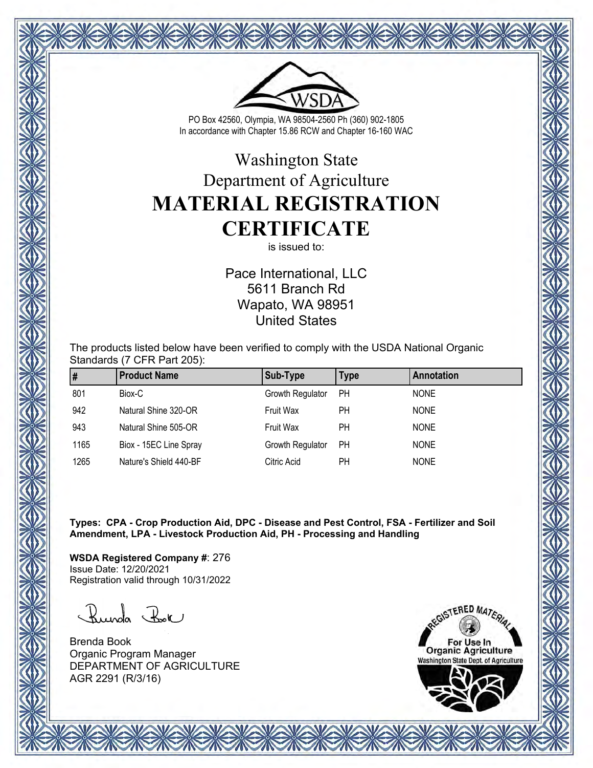WSDA

PO Box 42560, Olympia, WA 98504-2560 Ph (360) 902-1805
In accordance with Chapter 15.86 RCW and Chapter 16-160 WAC

# Washington State
# Department of Agriculture
# MATERIAL REGISTRATION CERTIFICATE

is issued to:

Pace International, LLC
5611 Branch Rd
Wapato, WA 98951
United States

The products listed below have been verified to comply with the USDA National Organic Standards (7 CFR Part 205):

| # | Product Name | Sub-Type | Type | Annotation |
|---|---|---|---|---|
| 801 | Biox-C | Growth Regulator | PH | NONE |
| 942 | Natural Shine 320-OR | Fruit Wax | PH | NONE |
| 943 | Natural Shine 505-OR | Fruit Wax | PH | NONE |
| 1165 | Biox - 15EC Line Spray | Growth Regulator | PH | NONE |
| 1265 | Nature's Shield 440-BF | Citric Acid | PH | NONE |

**Types: CPA - Crop Production Aid, DPC - Disease and Pest Control, FSA - Fertilizer and Soil Amendment, LPA - Livestock Production Aid, PH - Processing and Handling**

**WSDA Registered Company #**: 276
Issue Date: 12/20/2021
Registration valid through 10/31/2022

Brenda Book
Organic Program Manager
DEPARTMENT OF AGRICULTURE
AGR 2291 (R/3/16)

REGISTERED MATERIAL
For Use In
Organic Agriculture
Washington State Dept. of Agriculture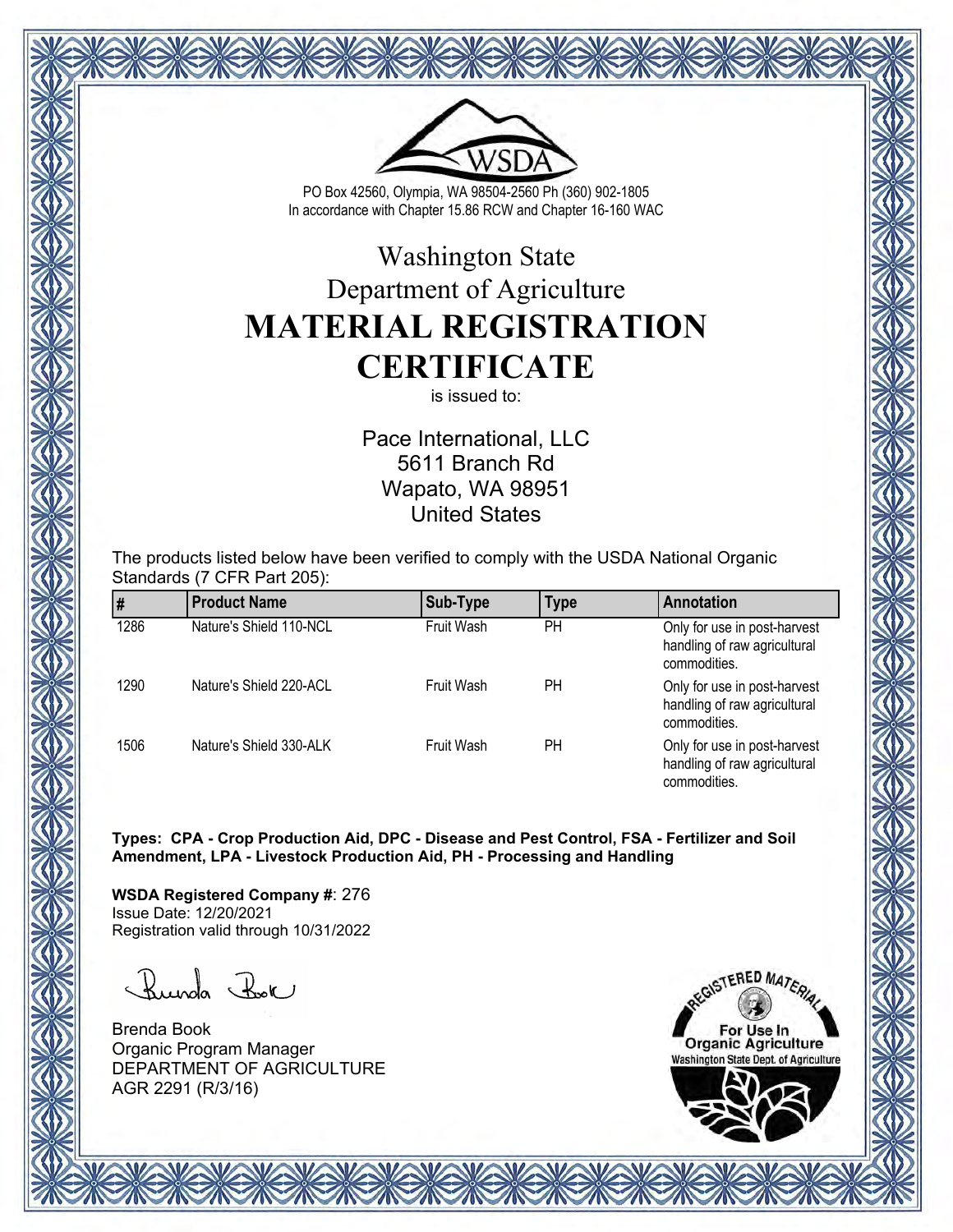PO Box 42560, Olympia, WA 98504-2560 Ph (360) 902-1805
In accordance with Chapter 15.86 RCW and Chapter 16-160 WAC

# Washington State
# Department of Agriculture
# MATERIAL REGISTRATION CERTIFICATE

is issued to:

Pace International, LLC
5611 Branch Rd
Wapato, WA 98951
United States

The products listed below have been verified to comply with the USDA National Organic Standards (7 CFR Part 205):

| # | Product Name | Sub-Type | Type | Annotation |
|---|---|---|---|---|
| 1286 | Nature's Shield 110-NCL | Fruit Wash | PH | Only for use in post-harvest handling of raw agricultural commodities. |
| 1290 | Nature's Shield 220-ACL | Fruit Wash | PH | Only for use in post-harvest handling of raw agricultural commodities. |
| 1506 | Nature's Shield 330-ALK | Fruit Wash | PH | Only for use in post-harvest handling of raw agricultural commodities. |

**Types: CPA - Crop Production Aid, DPC - Disease and Pest Control, FSA - Fertilizer and Soil Amendment, LPA - Livestock Production Aid, PH - Processing and Handling**

**WSDA Registered Company #**: 276
Issue Date: 12/20/2021
Registration valid through 10/31/2022

Brenda Book
Organic Program Manager
DEPARTMENT OF AGRICULTURE
AGR 2291 (R/3/16)

REGISTERED MATERIAL
For Use In
Organic Agriculture
Washington State Dept. of Agriculture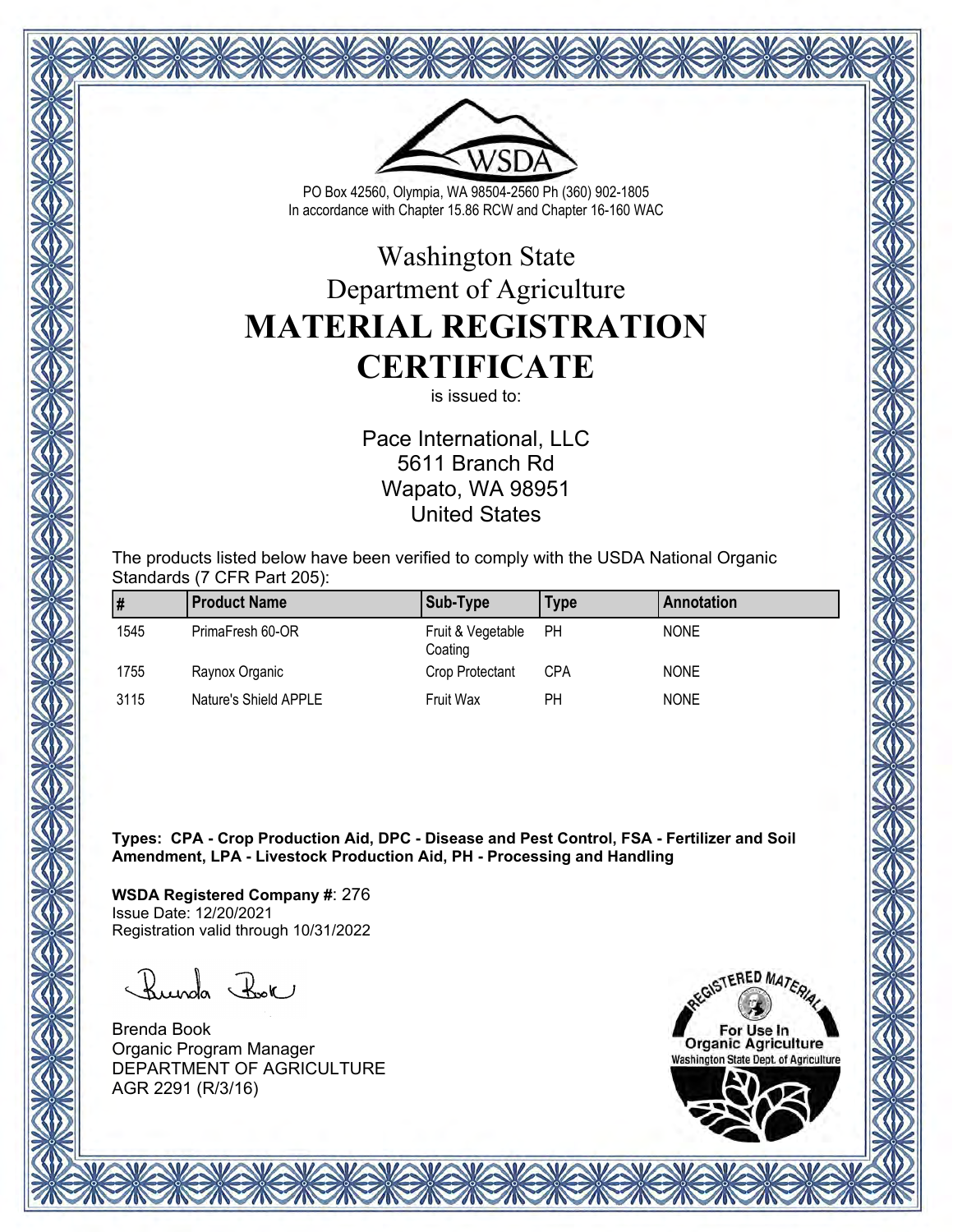WSDA

PO Box 42560, Olympia, WA 98504-2560 Ph (360) 902-1805
In accordance with Chapter 15.86 RCW and Chapter 16-160 WAC

# Washington State Department of Agriculture

# MATERIAL REGISTRATION CERTIFICATE

is issued to:

Pace International, LLC
5611 Branch Rd
Wapato, WA 98951
United States

The products listed below have been verified to comply with the USDA National Organic Standards (7 CFR Part 205):

| # | Product Name | Sub-Type | Type | Annotation |
|---|---|---|---|---|
| 1545 | PrimaFresh 60-OR | Fruit & Vegetable Coating | PH | NONE |
| 1755 | Raynox Organic | Crop Protectant | CPA | NONE |
| 3115 | Nature's Shield APPLE | Fruit Wax | PH | NONE |

**Types: CPA - Crop Production Aid, DPC - Disease and Pest Control, FSA - Fertilizer and Soil Amendment, LPA - Livestock Production Aid, PH - Processing and Handling**

**WSDA Registered Company #**: 276
Issue Date: 12/20/2021
Registration valid through 10/31/2022

Brenda Book
Organic Program Manager
DEPARTMENT OF AGRICULTURE
AGR 2291 (R/3/16)

REGISTERED MATERIAL
For Use In Organic Agriculture
Washington State Dept. of Agriculture